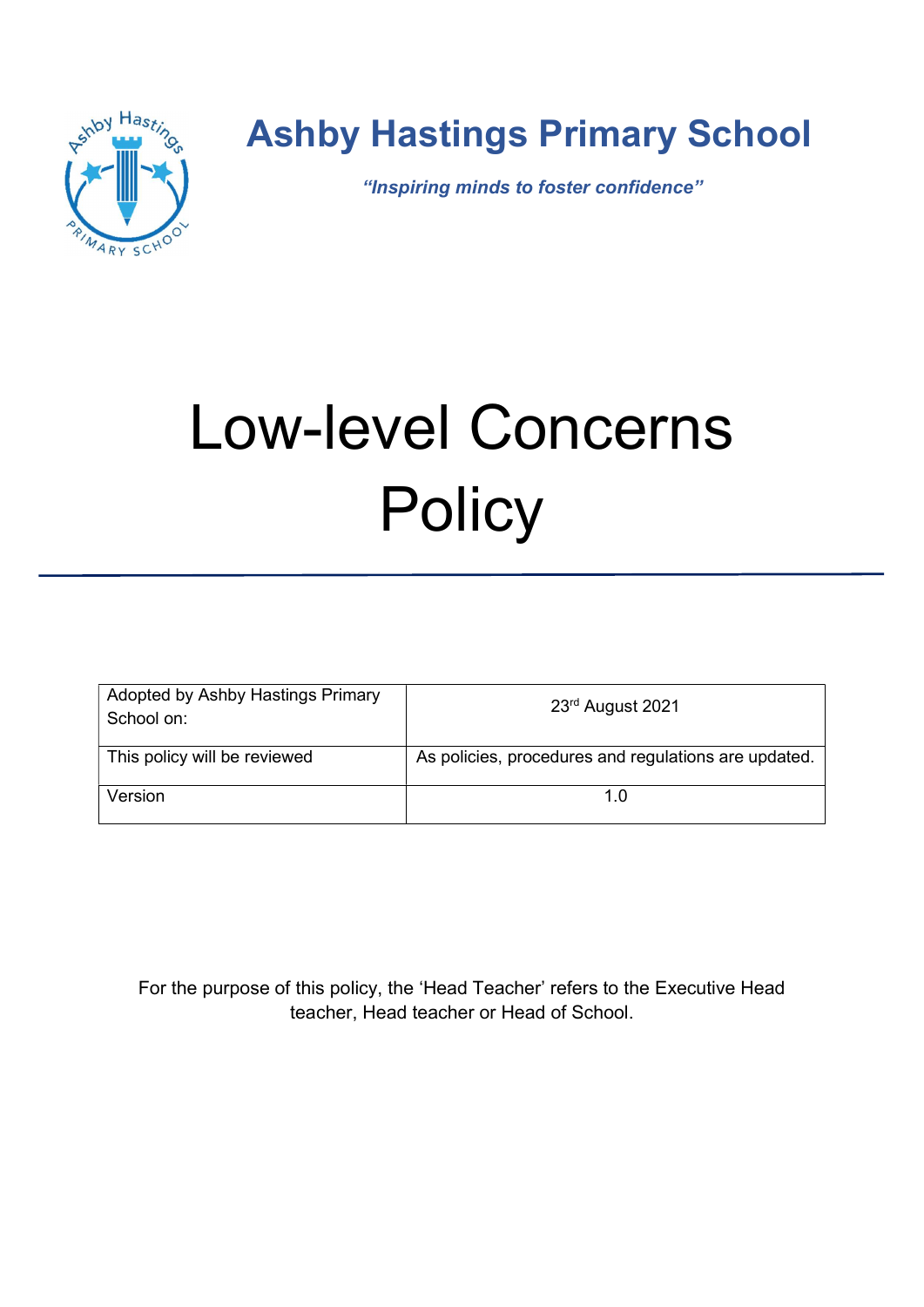# Ashby Hastings Primary School

*"Inspiring minds to foster confidence"*

# Low-level Concerns Policy

| Adopted by Ashby Hastings Primary School on: | 23rd August 2021 |
|---|---|
| This policy will be reviewed | As policies, procedures and regulations are updated. |
| Version | 1.0 |

For the purpose of this policy, the 'Head Teacher' refers to the Executive Head teacher, Head teacher or Head of School.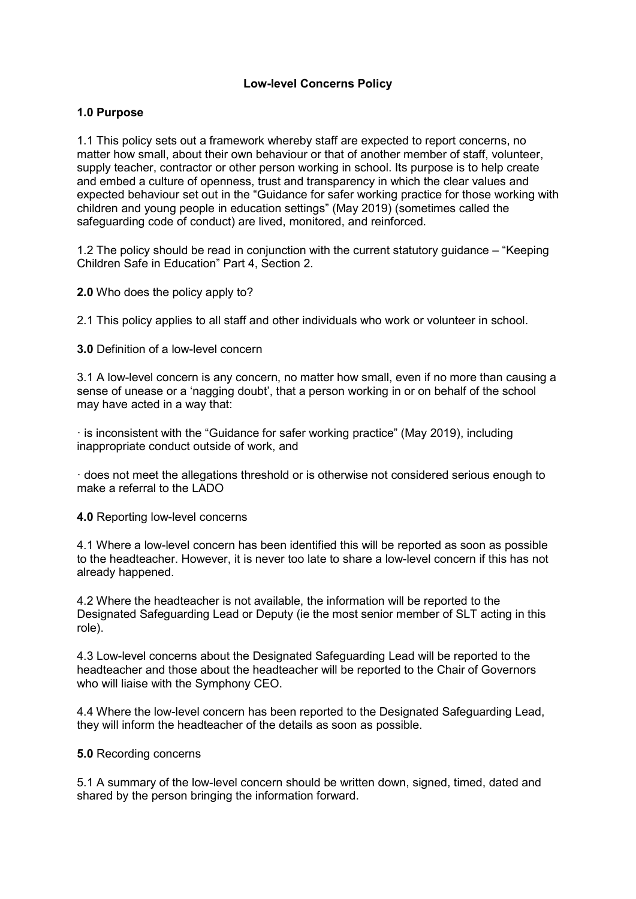**Low-level Concerns Policy**

**1.0 Purpose**

1.1 This policy sets out a framework whereby staff are expected to report concerns, no matter how small, about their own behaviour or that of another member of staff, volunteer, supply teacher, contractor or other person working in school. Its purpose is to help create and embed a culture of openness, trust and transparency in which the clear values and expected behaviour set out in the "Guidance for safer working practice for those working with children and young people in education settings" (May 2019) (sometimes called the safeguarding code of conduct) are lived, monitored, and reinforced.

1.2 The policy should be read in conjunction with the current statutory guidance – "Keeping Children Safe in Education" Part 4, Section 2.

**2.0** Who does the policy apply to?

2.1 This policy applies to all staff and other individuals who work or volunteer in school.

**3.0** Definition of a low-level concern

3.1 A low-level concern is any concern, no matter how small, even if no more than causing a sense of unease or a 'nagging doubt', that a person working in or on behalf of the school may have acted in a way that:

- is inconsistent with the "Guidance for safer working practice" (May 2019), including inappropriate conduct outside of work, and
- does not meet the allegations threshold or is otherwise not considered serious enough to make a referral to the LADO

**4.0** Reporting low-level concerns

4.1 Where a low-level concern has been identified this will be reported as soon as possible to the headteacher. However, it is never too late to share a low-level concern if this has not already happened.

4.2 Where the headteacher is not available, the information will be reported to the Designated Safeguarding Lead or Deputy (ie the most senior member of SLT acting in this role).

4.3 Low-level concerns about the Designated Safeguarding Lead will be reported to the headteacher and those about the headteacher will be reported to the Chair of Governors who will liaise with the Symphony CEO.

4.4 Where the low-level concern has been reported to the Designated Safeguarding Lead, they will inform the headteacher of the details as soon as possible.

**5.0** Recording concerns

5.1 A summary of the low-level concern should be written down, signed, timed, dated and shared by the person bringing the information forward.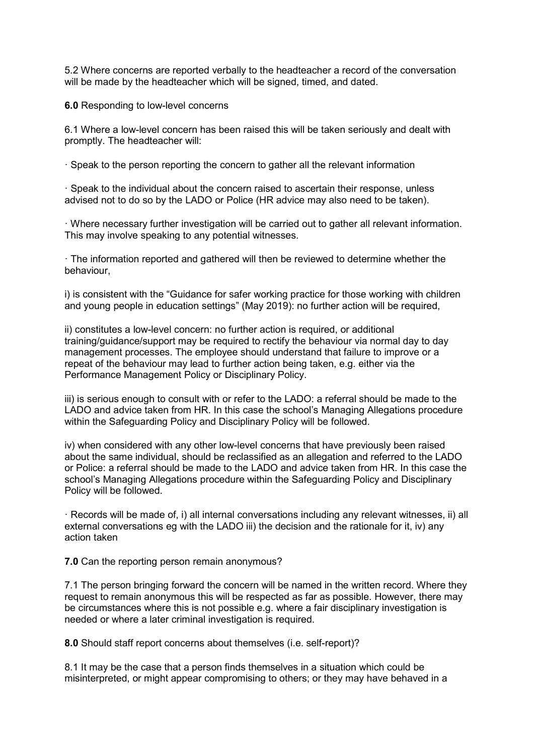5.2 Where concerns are reported verbally to the headteacher a record of the conversation will be made by the headteacher which will be signed, timed, and dated.

**6.0** Responding to low-level concerns

6.1 Where a low-level concern has been raised this will be taken seriously and dealt with promptly. The headteacher will:

· Speak to the person reporting the concern to gather all the relevant information

· Speak to the individual about the concern raised to ascertain their response, unless advised not to do so by the LADO or Police (HR advice may also need to be taken).

· Where necessary further investigation will be carried out to gather all relevant information. This may involve speaking to any potential witnesses.

· The information reported and gathered will then be reviewed to determine whether the behaviour,

i) is consistent with the "Guidance for safer working practice for those working with children and young people in education settings" (May 2019): no further action will be required,

ii) constitutes a low-level concern: no further action is required, or additional training/guidance/support may be required to rectify the behaviour via normal day to day management processes. The employee should understand that failure to improve or a repeat of the behaviour may lead to further action being taken, e.g. either via the Performance Management Policy or Disciplinary Policy.

iii) is serious enough to consult with or refer to the LADO: a referral should be made to the LADO and advice taken from HR. In this case the school's Managing Allegations procedure within the Safeguarding Policy and Disciplinary Policy will be followed.

iv) when considered with any other low-level concerns that have previously been raised about the same individual, should be reclassified as an allegation and referred to the LADO or Police: a referral should be made to the LADO and advice taken from HR. In this case the school's Managing Allegations procedure within the Safeguarding Policy and Disciplinary Policy will be followed.

· Records will be made of, i) all internal conversations including any relevant witnesses, ii) all external conversations eg with the LADO iii) the decision and the rationale for it, iv) any action taken

**7.0** Can the reporting person remain anonymous?

7.1 The person bringing forward the concern will be named in the written record. Where they request to remain anonymous this will be respected as far as possible. However, there may be circumstances where this is not possible e.g. where a fair disciplinary investigation is needed or where a later criminal investigation is required.

**8.0** Should staff report concerns about themselves (i.e. self-report)?

8.1 It may be the case that a person finds themselves in a situation which could be misinterpreted, or might appear compromising to others; or they may have behaved in a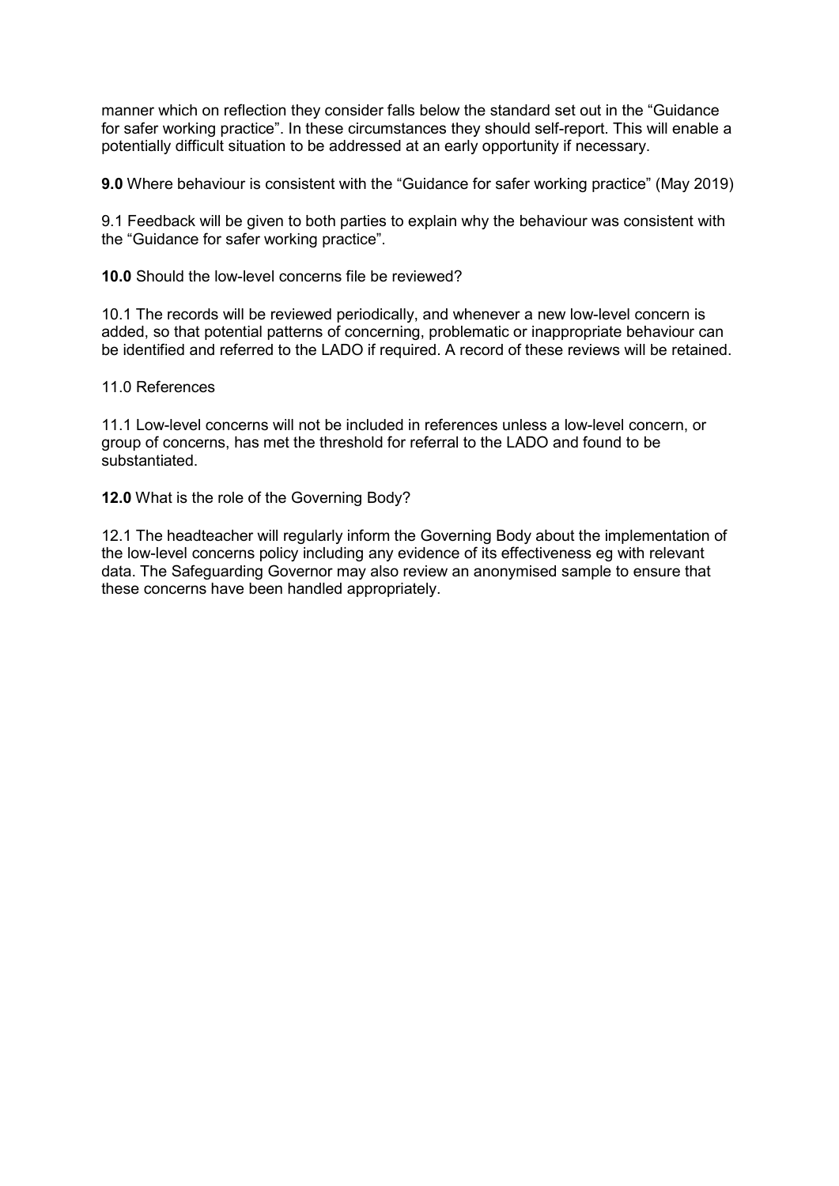manner which on reflection they consider falls below the standard set out in the "Guidance for safer working practice". In these circumstances they should self-report. This will enable a potentially difficult situation to be addressed at an early opportunity if necessary.

**9.0** Where behaviour is consistent with the "Guidance for safer working practice" (May 2019)

9.1 Feedback will be given to both parties to explain why the behaviour was consistent with the "Guidance for safer working practice".

**10.0** Should the low-level concerns file be reviewed?

10.1 The records will be reviewed periodically, and whenever a new low-level concern is added, so that potential patterns of concerning, problematic or inappropriate behaviour can be identified and referred to the LADO if required. A record of these reviews will be retained.

11.0 References

11.1 Low-level concerns will not be included in references unless a low-level concern, or group of concerns, has met the threshold for referral to the LADO and found to be substantiated.

**12.0** What is the role of the Governing Body?

12.1 The headteacher will regularly inform the Governing Body about the implementation of the low-level concerns policy including any evidence of its effectiveness eg with relevant data. The Safeguarding Governor may also review an anonymised sample to ensure that these concerns have been handled appropriately.